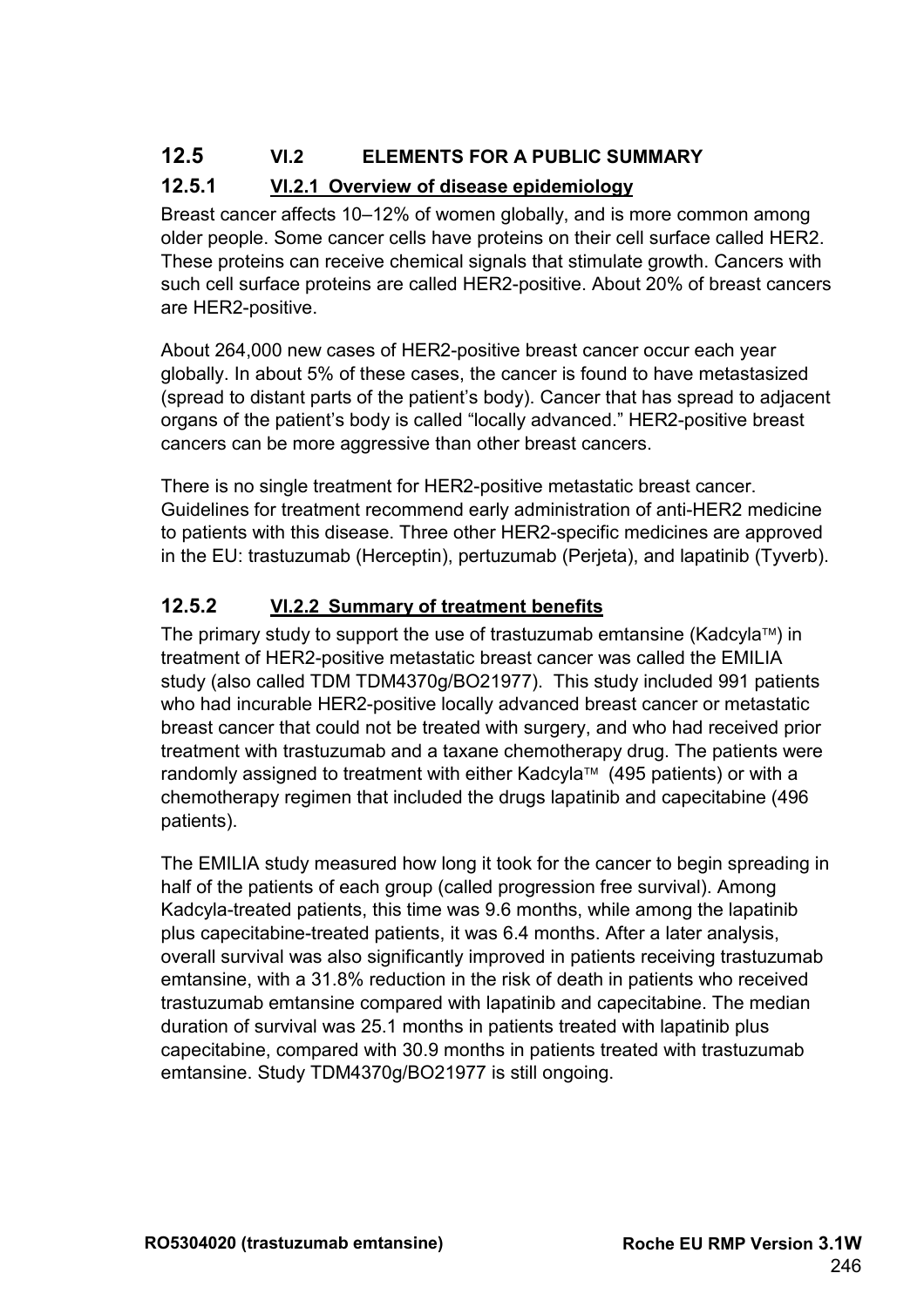## 12.5 VI.2 ELEMENTS FOR A PUBLIC SUMMARY

### 12.5.1 VI.2.1 Overview of disease epidemiology

Breast cancer affects 10–12% of women globally, and is more common among older people. Some cancer cells have proteins on their cell surface called HER2. These proteins can receive chemical signals that stimulate growth. Cancers with such cell surface proteins are called HER2-positive. About 20% of breast cancers are HER2-positive.

About 264,000 new cases of HER2-positive breast cancer occur each year globally. In about 5% of these cases, the cancer is found to have metastasized (spread to distant parts of the patient's body). Cancer that has spread to adjacent organs of the patient's body is called "locally advanced." HER2-positive breast cancers can be more aggressive than other breast cancers.

There is no single treatment for HER2-positive metastatic breast cancer. Guidelines for treatment recommend early administration of anti-HER2 medicine to patients with this disease. Three other HER2-specific medicines are approved in the EU: trastuzumab (Herceptin), pertuzumab (Perjeta), and lapatinib (Tyverb).

### 12.5.2 VI.2.2 Summary of treatment benefits

The primary study to support the use of trastuzumab emtansine (Kadcyla™) in treatment of HER2-positive metastatic breast cancer was called the EMILIA study (also called TDM TDM4370g/BO21977). This study included 991 patients who had incurable HER2-positive locally advanced breast cancer or metastatic breast cancer that could not be treated with surgery, and who had received prior treatment with trastuzumab and a taxane chemotherapy drug. The patients were randomly assigned to treatment with either Kadcyla™ (495 patients) or with a chemotherapy regimen that included the drugs lapatinib and capecitabine (496 patients).

The EMILIA study measured how long it took for the cancer to begin spreading in half of the patients of each group (called progression free survival). Among Kadcyla-treated patients, this time was 9.6 months, while among the lapatinib plus capecitabine-treated patients, it was 6.4 months. After a later analysis, overall survival was also significantly improved in patients receiving trastuzumab emtansine, with a 31.8% reduction in the risk of death in patients who received trastuzumab emtansine compared with lapatinib and capecitabine. The median duration of survival was 25.1 months in patients treated with lapatinib plus capecitabine, compared with 30.9 months in patients treated with trastuzumab emtansine. Study TDM4370g/BO21977 is still ongoing.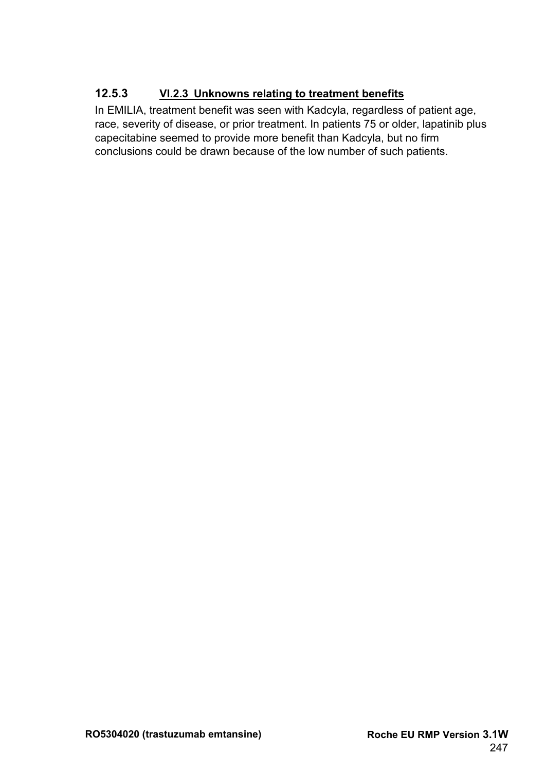### 12.5.3 VI.2.3 Unknowns relating to treatment benefits

In EMILIA, treatment benefit was seen with Kadcyla, regardless of patient age, race, severity of disease, or prior treatment. In patients 75 or older, lapatinib plus capecitabine seemed to provide more benefit than Kadcyla, but no firm conclusions could be drawn because of the low number of such patients.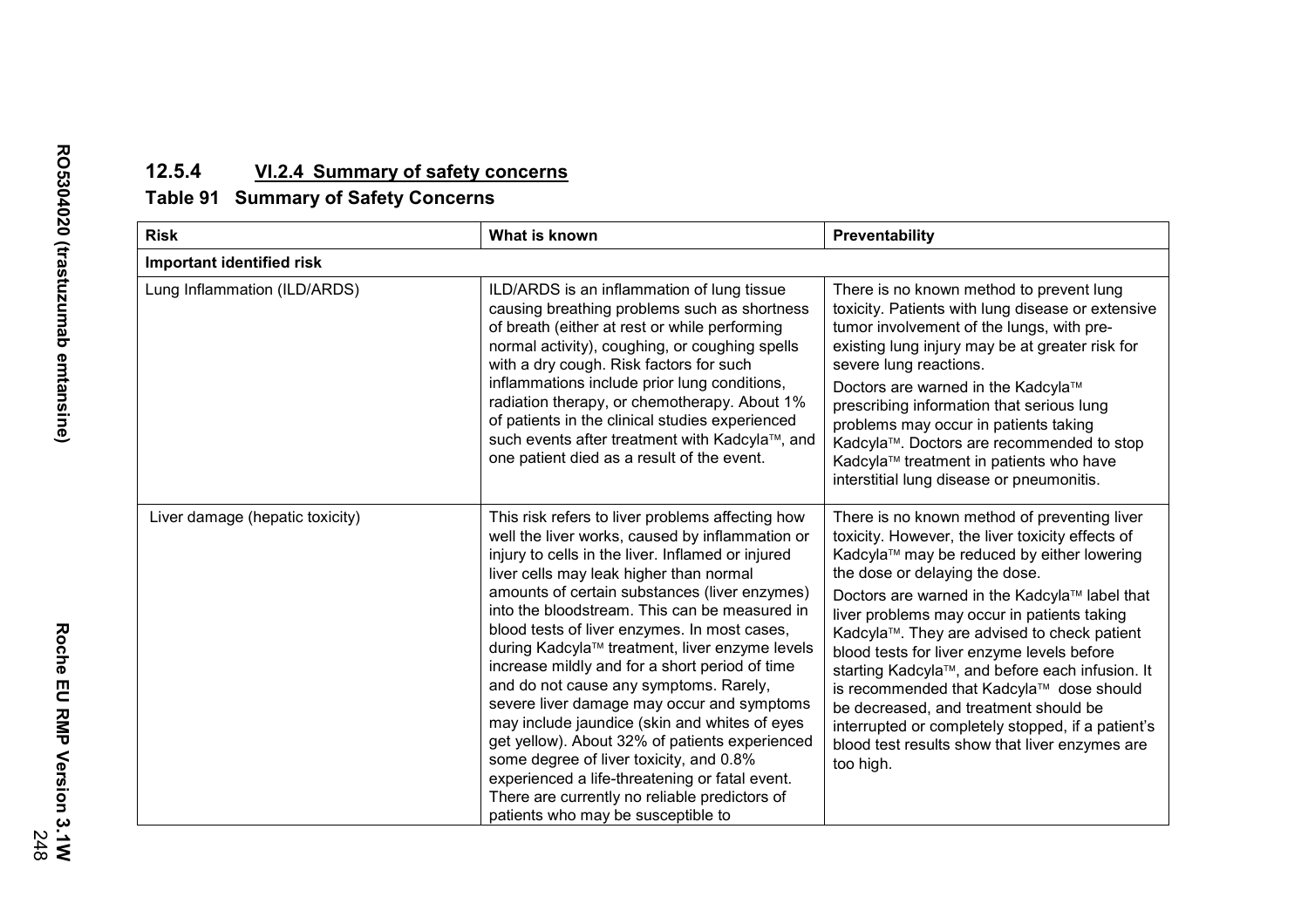## 12.5.4 VI.2.4 Summary of safety concerns

### Table 91 Summary of Safety Concerns

| Risk | What is known | Preventability |
|---|---|---|
| **Important identified risk** | | |
| Lung Inflammation (ILD/ARDS) | ILD/ARDS is an inflammation of lung tissue causing breathing problems such as shortness of breath (either at rest or while performing normal activity), coughing, or coughing spells with a dry cough. Risk factors for such inflammations include prior lung conditions, radiation therapy, or chemotherapy. About 1% of patients in the clinical studies experienced such events after treatment with Kadcyla™, and one patient died as a result of the event. | There is no known method to prevent lung toxicity. Patients with lung disease or extensive tumor involvement of the lungs, with pre-existing lung injury may be at greater risk for severe lung reactions. Doctors are warned in the Kadcyla™ prescribing information that serious lung problems may occur in patients taking Kadcyla™. Doctors are recommended to stop Kadcyla™ treatment in patients who have interstitial lung disease or pneumonitis. |
| Liver damage (hepatic toxicity) | This risk refers to liver problems affecting how well the liver works, caused by inflammation or injury to cells in the liver. Inflamed or injured liver cells may leak higher than normal amounts of certain substances (liver enzymes) into the bloodstream. This can be measured in blood tests of liver enzymes. In most cases, during Kadcyla™ treatment, liver enzyme levels increase mildly and for a short period of time and do not cause any symptoms. Rarely, severe liver damage may occur and symptoms may include jaundice (skin and whites of eyes get yellow). About 32% of patients experienced some degree of liver toxicity, and 0.8% experienced a life-threatening or fatal event. There are currently no reliable predictors of patients who may be susceptible to | There is no known method of preventing liver toxicity. However, the liver toxicity effects of Kadcyla™ may be reduced by either lowering the dose or delaying the dose. Doctors are warned in the Kadcyla™ label that liver problems may occur in patients taking Kadcyla™. They are advised to check patient blood tests for liver enzyme levels before starting Kadcyla™, and before each infusion. It is recommended that Kadcyla™ dose should be decreased, and treatment should be interrupted or completely stopped, if a patient's blood test results show that liver enzymes are too high. |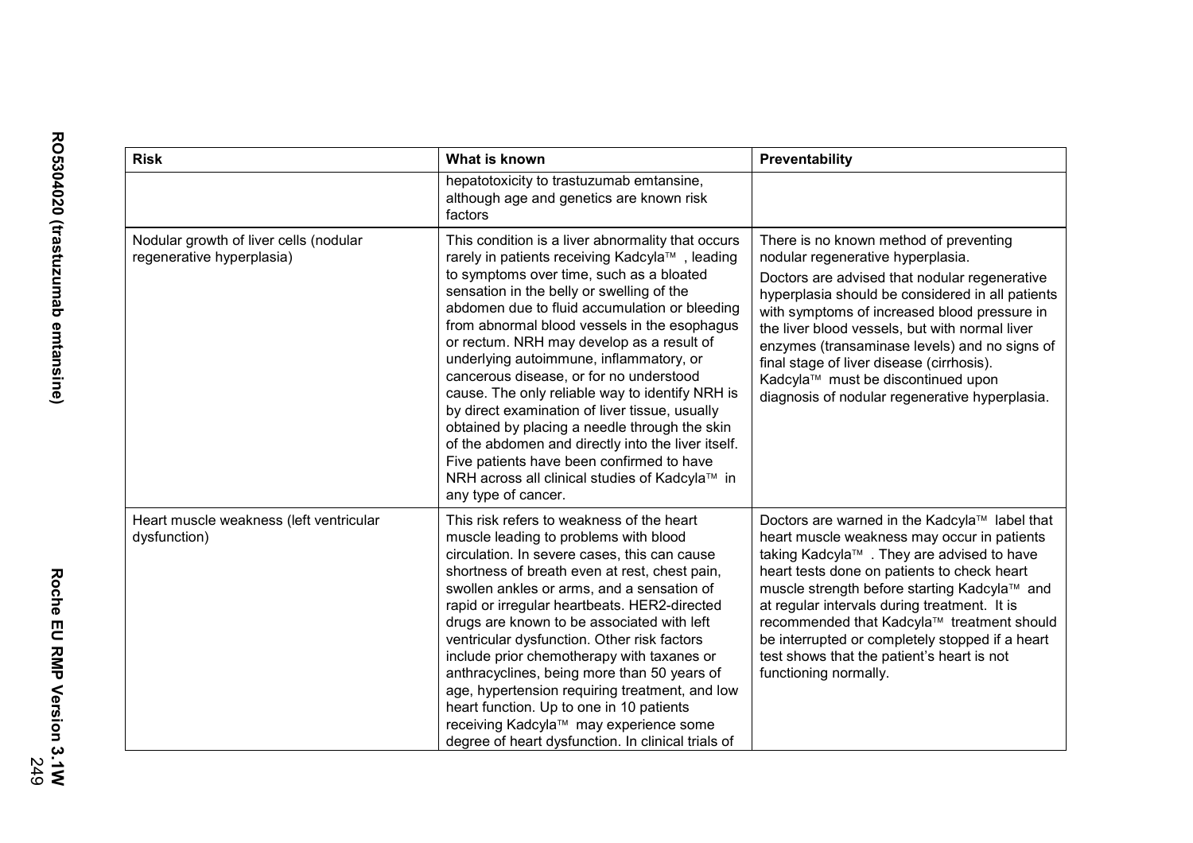| Risk | What is known | Preventability |
|---|---|---|
| | hepatotoxicity to trastuzumab emtansine, although age and genetics are known risk factors | |
| Nodular growth of liver cells (nodular regenerative hyperplasia) | This condition is a liver abnormality that occurs rarely in patients receiving Kadcyla™ , leading to symptoms over time, such as a bloated sensation in the belly or swelling of the abdomen due to fluid accumulation or bleeding from abnormal blood vessels in the esophagus or rectum. NRH may develop as a result of underlying autoimmune, inflammatory, or cancerous disease, or for no understood cause. The only reliable way to identify NRH is by direct examination of liver tissue, usually obtained by placing a needle through the skin of the abdomen and directly into the liver itself. Five patients have been confirmed to have NRH across all clinical studies of Kadcyla™ in any type of cancer. | There is no known method of preventing nodular regenerative hyperplasia.<br><br>Doctors are advised that nodular regenerative hyperplasia should be considered in all patients with symptoms of increased blood pressure in the liver blood vessels, but with normal liver enzymes (transaminase levels) and no signs of final stage of liver disease (cirrhosis). Kadcyla™ must be discontinued upon diagnosis of nodular regenerative hyperplasia. |
| Heart muscle weakness (left ventricular dysfunction) | This risk refers to weakness of the heart muscle leading to problems with blood circulation. In severe cases, this can cause shortness of breath even at rest, chest pain, swollen ankles or arms, and a sensation of rapid or irregular heartbeats. HER2-directed drugs are known to be associated with left ventricular dysfunction. Other risk factors include prior chemotherapy with taxanes or anthracyclines, being more than 50 years of age, hypertension requiring treatment, and low heart function. Up to one in 10 patients receiving Kadcyla™ may experience some degree of heart dysfunction. In clinical trials of | Doctors are warned in the Kadcyla™ label that heart muscle weakness may occur in patients taking Kadcyla™ . They are advised to have heart tests done on patients to check heart muscle strength before starting Kadcyla™ and at regular intervals during treatment. It is recommended that Kadcyla™ treatment should be interrupted or completely stopped if a heart test shows that the patient's heart is not functioning normally. |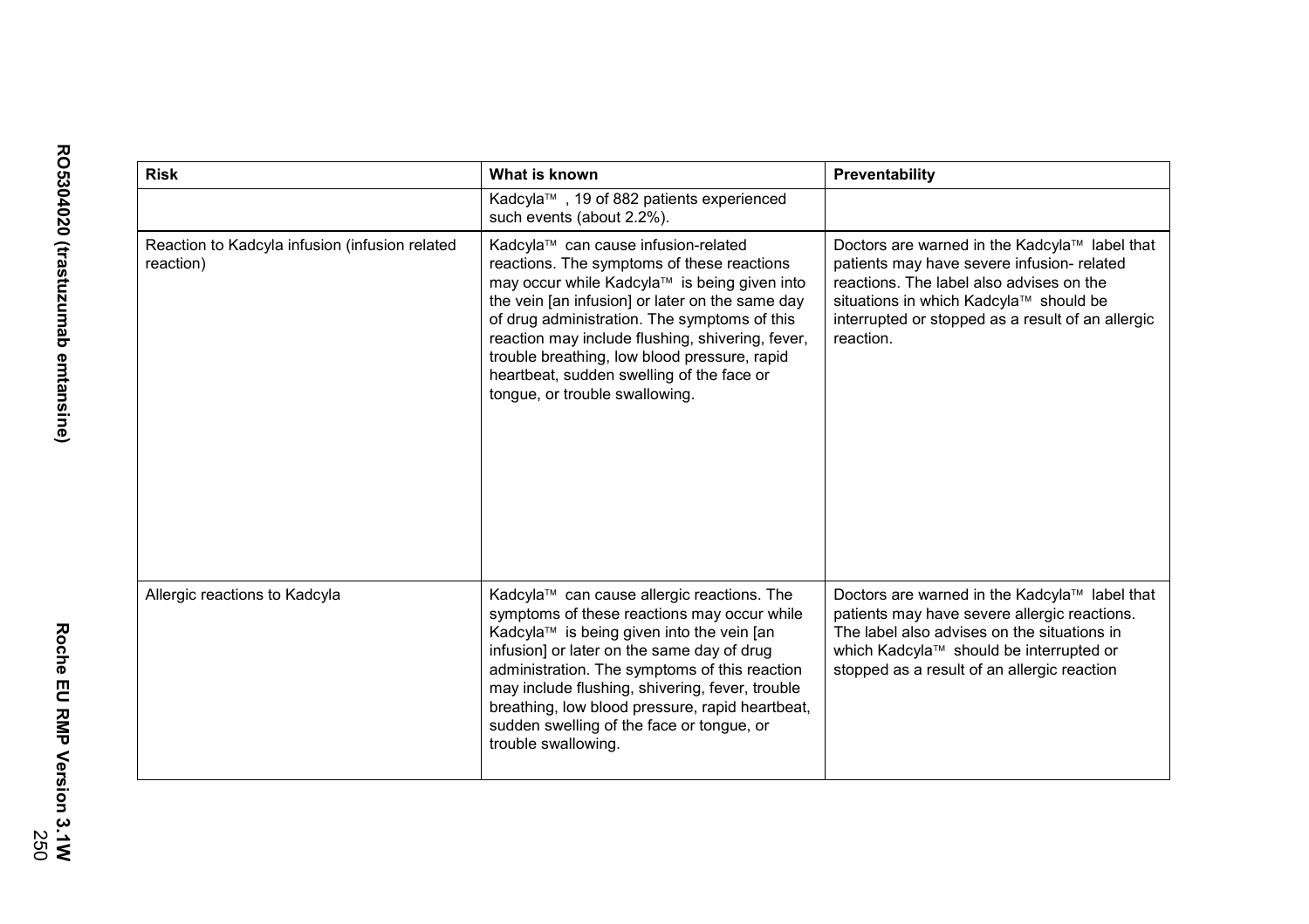| Risk | What is known | Preventability |
|---|---|---|
| | Kadcyla™ , 19 of 882 patients experienced such events (about 2.2%). | |
| Reaction to Kadcyla infusion (infusion related reaction) | Kadcyla™ can cause infusion-related reactions. The symptoms of these reactions may occur while Kadcyla™ is being given into the vein [an infusion] or later on the same day of drug administration. The symptoms of this reaction may include flushing, shivering, fever, trouble breathing, low blood pressure, rapid heartbeat, sudden swelling of the face or tongue, or trouble swallowing. | Doctors are warned in the Kadcyla™ label that patients may have severe infusion- related reactions. The label also advises on the situations in which Kadcyla™ should be interrupted or stopped as a result of an allergic reaction. |
| Allergic reactions to Kadcyla | Kadcyla™ can cause allergic reactions. The symptoms of these reactions may occur while Kadcyla™ is being given into the vein [an infusion] or later on the same day of drug administration. The symptoms of this reaction may include flushing, shivering, fever, trouble breathing, low blood pressure, rapid heartbeat, sudden swelling of the face or tongue, or trouble swallowing. | Doctors are warned in the Kadcyla™ label that patients may have severe allergic reactions. The label also advises on the situations in which Kadcyla™ should be interrupted or stopped as a result of an allergic reaction |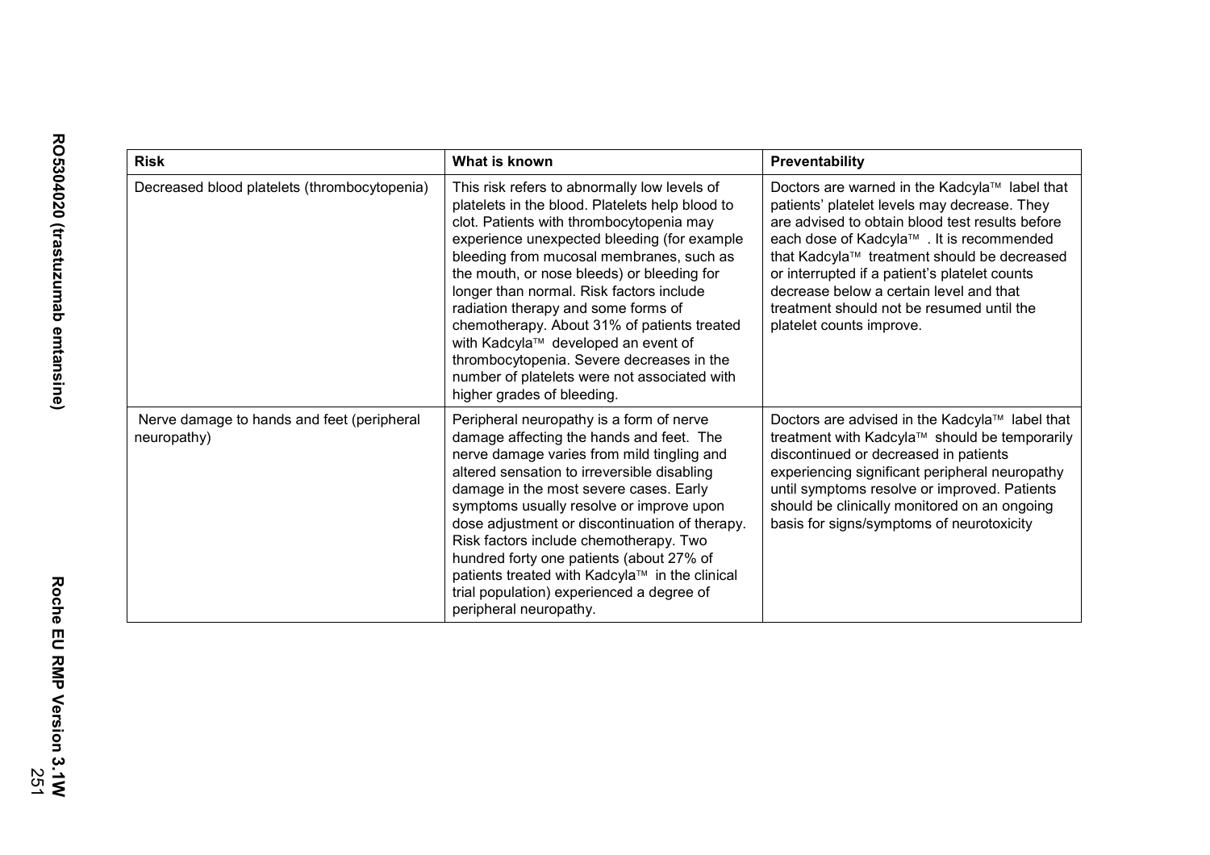| Risk | What is known | Preventability |
| --- | --- | --- |
| Decreased blood platelets (thrombocytopenia) | This risk refers to abnormally low levels of platelets in the blood. Platelets help blood to clot. Patients with thrombocytopenia may experience unexpected bleeding (for example bleeding from mucosal membranes, such as the mouth, or nose bleeds) or bleeding for longer than normal. Risk factors include radiation therapy and some forms of chemotherapy. About 31% of patients treated with Kadcyla™ developed an event of thrombocytopenia. Severe decreases in the number of platelets were not associated with higher grades of bleeding. | Doctors are warned in the Kadcyla™ label that patients' platelet levels may decrease. They are advised to obtain blood test results before each dose of Kadcyla™ . It is recommended that Kadcyla™ treatment should be decreased or interrupted if a patient's platelet counts decrease below a certain level and that treatment should not be resumed until the platelet counts improve. |
| Nerve damage to hands and feet (peripheral neuropathy) | Peripheral neuropathy is a form of nerve damage affecting the hands and feet. The nerve damage varies from mild tingling and altered sensation to irreversible disabling damage in the most severe cases. Early symptoms usually resolve or improve upon dose adjustment or discontinuation of therapy. Risk factors include chemotherapy. Two hundred forty one patients (about 27% of patients treated with Kadcyla™ in the clinical trial population) experienced a degree of peripheral neuropathy. | Doctors are advised in the Kadcyla™ label that treatment with Kadcyla™ should be temporarily discontinued or decreased in patients experiencing significant peripheral neuropathy until symptoms resolve or improved. Patients should be clinically monitored on an ongoing basis for signs/symptoms of neurotoxicity |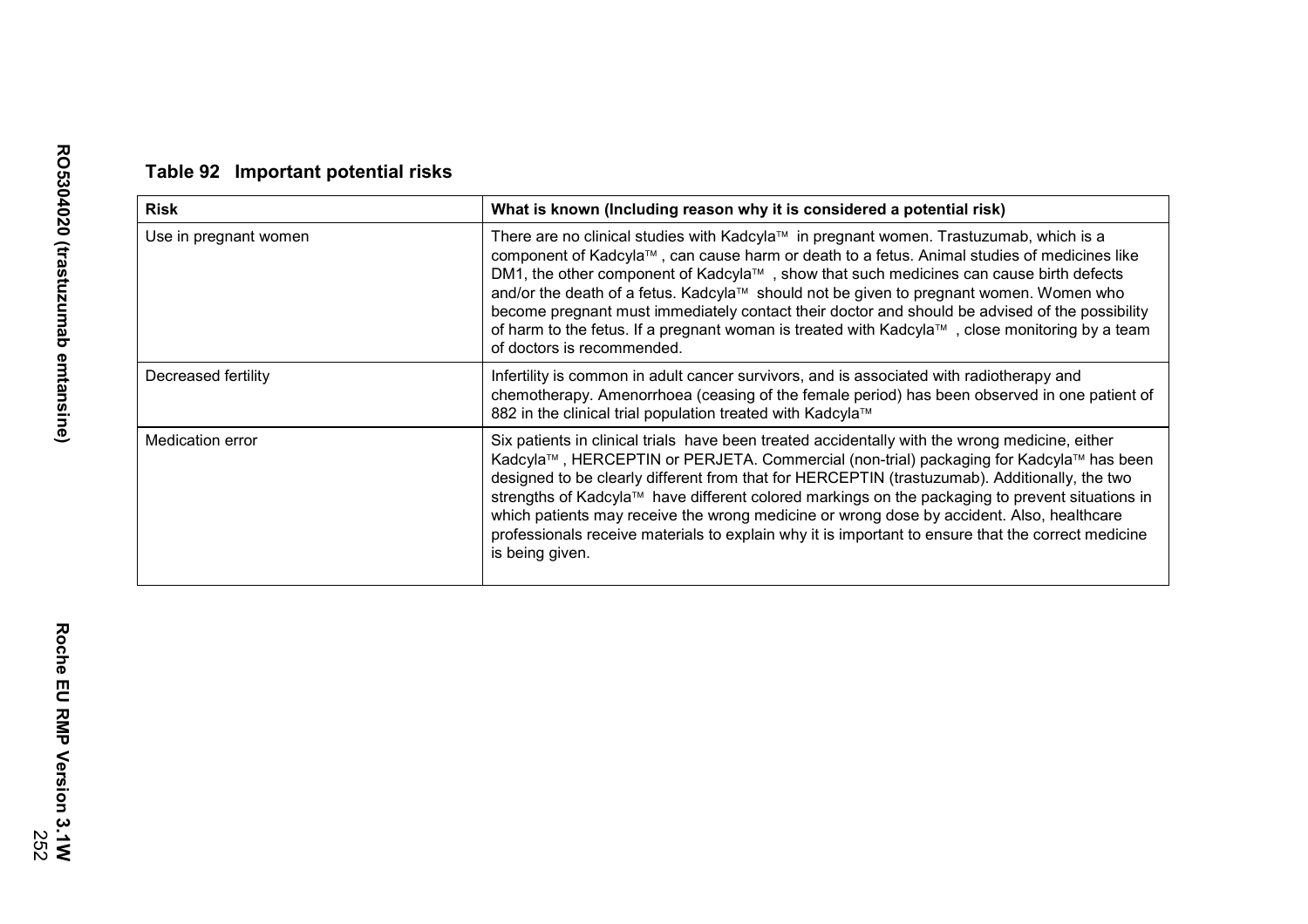**Table 92 Important potential risks**

| Risk | What is known (Including reason why it is considered a potential risk) |
|---|---|
| Use in pregnant women | There are no clinical studies with Kadcyla™ in pregnant women. Trastuzumab, which is a component of Kadcyla™ , can cause harm or death to a fetus. Animal studies of medicines like DM1, the other component of Kadcyla™ , show that such medicines can cause birth defects and/or the death of a fetus. Kadcyla™ should not be given to pregnant women. Women who become pregnant must immediately contact their doctor and should be advised of the possibility of harm to the fetus. If a pregnant woman is treated with Kadcyla™ , close monitoring by a team of doctors is recommended. |
| Decreased fertility | Infertility is common in adult cancer survivors, and is associated with radiotherapy and chemotherapy. Amenorrhoea (ceasing of the female period) has been observed in one patient of 882 in the clinical trial population treated with Kadcyla™ |
| Medication error | Six patients in clinical trials have been treated accidentally with the wrong medicine, either Kadcyla™ , HERCEPTIN or PERJETA. Commercial (non-trial) packaging for Kadcyla™ has been designed to be clearly different from that for HERCEPTIN (trastuzumab). Additionally, the two strengths of Kadcyla™ have different colored markings on the packaging to prevent situations in which patients may receive the wrong medicine or wrong dose by accident. Also, healthcare professionals receive materials to explain why it is important to ensure that the correct medicine is being given. |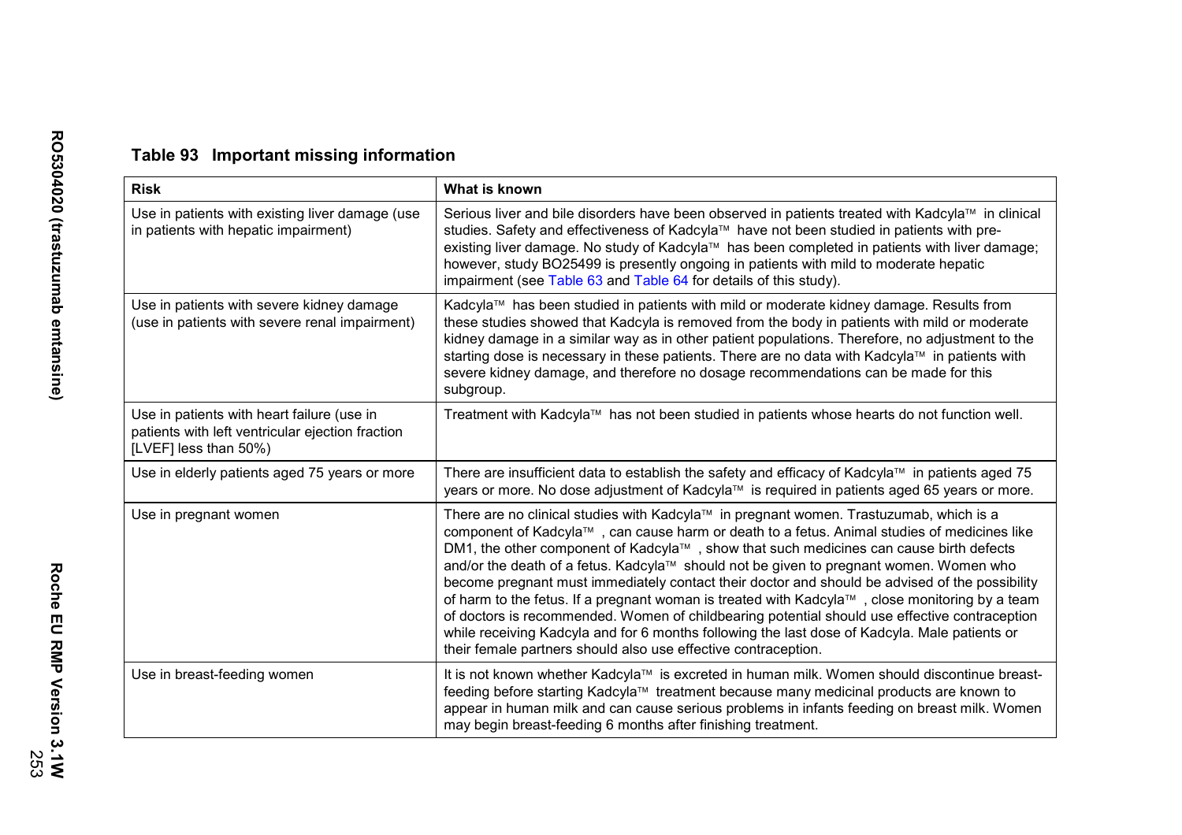**Table 93 Important missing information**

| Risk | What is known |
| --- | --- |
| Use in patients with existing liver damage (use in patients with hepatic impairment) | Serious liver and bile disorders have been observed in patients treated with Kadcyla™ in clinical studies. Safety and effectiveness of Kadcyla™ have not been studied in patients with pre-existing liver damage. No study of Kadcyla™ has been completed in patients with liver damage; however, study BO25499 is presently ongoing in patients with mild to moderate hepatic impairment (see Table 63 and Table 64 for details of this study). |
| Use in patients with severe kidney damage (use in patients with severe renal impairment) | Kadcyla™ has been studied in patients with mild or moderate kidney damage. Results from these studies showed that Kadcyla is removed from the body in patients with mild or moderate kidney damage in a similar way as in other patient populations. Therefore, no adjustment to the starting dose is necessary in these patients. There are no data with Kadcyla™ in patients with severe kidney damage, and therefore no dosage recommendations can be made for this subgroup. |
| Use in patients with heart failure (use in patients with left ventricular ejection fraction [LVEF] less than 50%) | Treatment with Kadcyla™ has not been studied in patients whose hearts do not function well. |
| Use in elderly patients aged 75 years or more | There are insufficient data to establish the safety and efficacy of Kadcyla™ in patients aged 75 years or more. No dose adjustment of Kadcyla™ is required in patients aged 65 years or more. |
| Use in pregnant women | There are no clinical studies with Kadcyla™ in pregnant women. Trastuzumab, which is a component of Kadcyla™ , can cause harm or death to a fetus. Animal studies of medicines like DM1, the other component of Kadcyla™ , show that such medicines can cause birth defects and/or the death of a fetus. Kadcyla™ should not be given to pregnant women. Women who become pregnant must immediately contact their doctor and should be advised of the possibility of harm to the fetus. If a pregnant woman is treated with Kadcyla™ , close monitoring by a team of doctors is recommended. Women of childbearing potential should use effective contraception while receiving Kadcyla and for 6 months following the last dose of Kadcyla. Male patients or their female partners should also use effective contraception. |
| Use in breast-feeding women | It is not known whether Kadcyla™ is excreted in human milk. Women should discontinue breast-feeding before starting Kadcyla™ treatment because many medicinal products are known to appear in human milk and can cause serious problems in infants feeding on breast milk. Women may begin breast-feeding 6 months after finishing treatment. |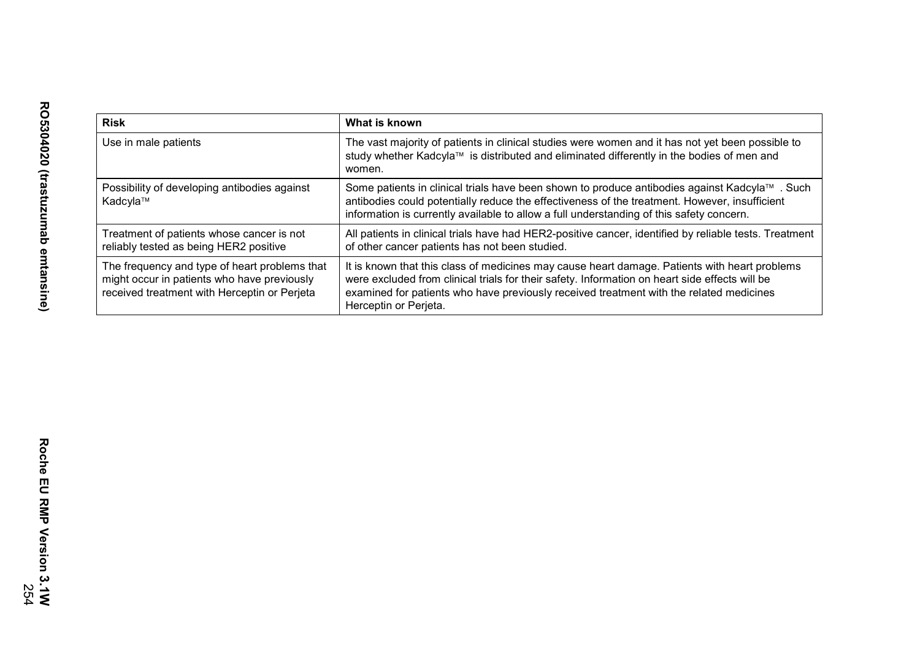| Risk | What is known |
|---|---|
| Use in male patients | The vast majority of patients in clinical studies were women and it has not yet been possible to study whether Kadcyla™ is distributed and eliminated differently in the bodies of men and women. |
| Possibility of developing antibodies against Kadcyla™ | Some patients in clinical trials have been shown to produce antibodies against Kadcyla™ . Such antibodies could potentially reduce the effectiveness of the treatment. However, insufficient information is currently available to allow a full understanding of this safety concern. |
| Treatment of patients whose cancer is not reliably tested as being HER2 positive | All patients in clinical trials have had HER2-positive cancer, identified by reliable tests. Treatment of other cancer patients has not been studied. |
| The frequency and type of heart problems that might occur in patients who have previously received treatment with Herceptin or Perjeta | It is known that this class of medicines may cause heart damage. Patients with heart problems were excluded from clinical trials for their safety. Information on heart side effects will be examined for patients who have previously received treatment with the related medicines Herceptin or Perjeta. |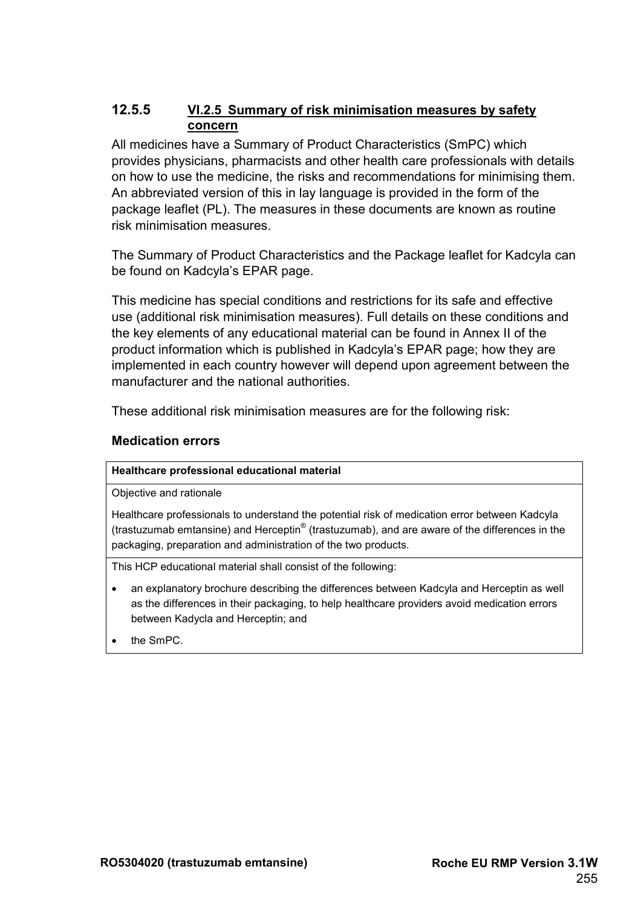### 12.5.5 VI.2.5 Summary of risk minimisation measures by safety concern

All medicines have a Summary of Product Characteristics (SmPC) which provides physicians, pharmacists and other health care professionals with details on how to use the medicine, the risks and recommendations for minimising them. An abbreviated version of this in lay language is provided in the form of the package leaflet (PL). The measures in these documents are known as routine risk minimisation measures.

The Summary of Product Characteristics and the Package leaflet for Kadcyla can be found on Kadcyla's EPAR page.

This medicine has special conditions and restrictions for its safe and effective use (additional risk minimisation measures). Full details on these conditions and the key elements of any educational material can be found in Annex II of the product information which is published in Kadcyla's EPAR page; how they are implemented in each country however will depend upon agreement between the manufacturer and the national authorities.

These additional risk minimisation measures are for the following risk:

**Medication errors**

| **Healthcare professional educational material** |
| --- |
| Objective and rationale<br><br>Healthcare professionals to understand the potential risk of medication error between Kadcyla (trastuzumab emtansine) and Herceptin® (trastuzumab), and are aware of the differences in the packaging, preparation and administration of the two products. |
| This HCP educational material shall consist of the following:<br><br>• an explanatory brochure describing the differences between Kadcyla and Herceptin as well as the differences in their packaging, to help healthcare providers avoid medication errors between Kadycla and Herceptin; and<br>• the SmPC. |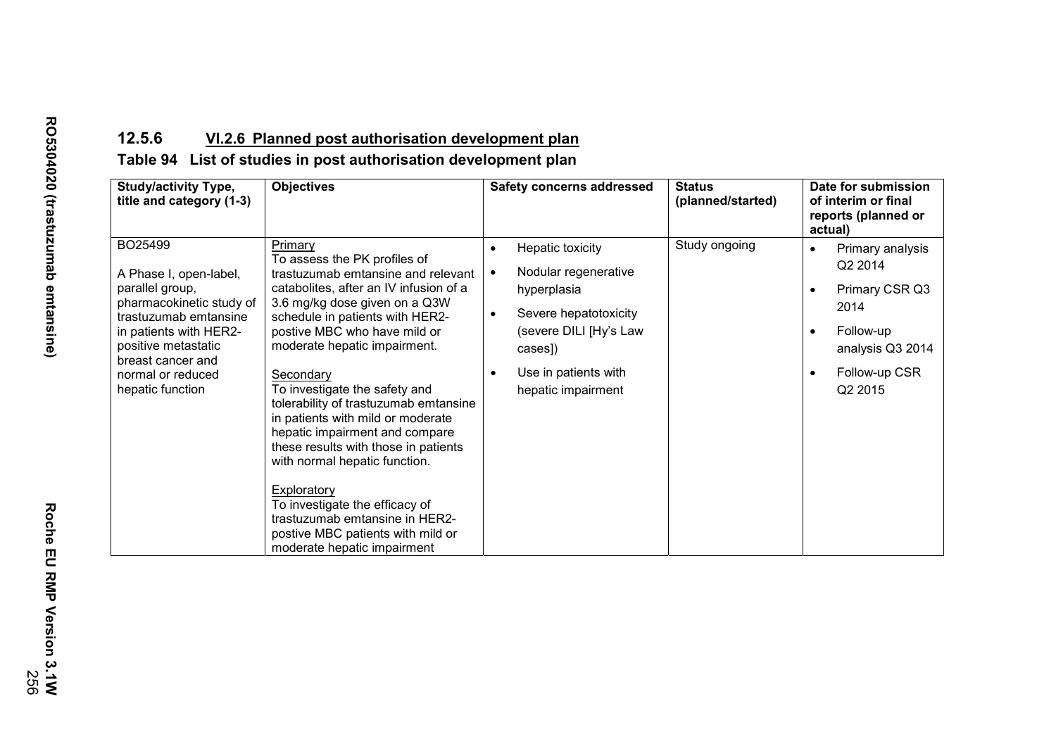### 12.5.6 VI.2.6 Planned post authorisation development plan

**Table 94 List of studies in post authorisation development plan**

| Study/activity Type, title and category (1-3) | Objectives | Safety concerns addressed | Status (planned/started) | Date for submission of interim or final reports (planned or actual) |
|---|---|---|---|---|
| BO25499<br><br>A Phase I, open-label, parallel group, pharmacokinetic study of trastuzumab emtansine in patients with HER2-positive metastatic breast cancer and normal or reduced hepatic function | Primary<br>To assess the PK profiles of trastuzumab emtansine and relevant catabolites, after an IV infusion of a 3.6 mg/kg dose given on a Q3W schedule in patients with HER2-postive MBC who have mild or moderate hepatic impairment.<br><br>Secondary<br>To investigate the safety and tolerability of trastuzumab emtansine in patients with mild or moderate hepatic impairment and compare these results with those in patients with normal hepatic function.<br><br>Exploratory<br>To investigate the efficacy of trastuzumab emtansine in HER2-postive MBC patients with mild or moderate hepatic impairment | • Hepatic toxicity<br>• Nodular regenerative hyperplasia<br>• Severe hepatotoxicity (severe DILI [Hy's Law cases])<br>• Use in patients with hepatic impairment | Study ongoing | • Primary analysis Q2 2014<br>• Primary CSR Q3 2014<br>• Follow-up analysis Q3 2014<br>• Follow-up CSR Q2 2015 |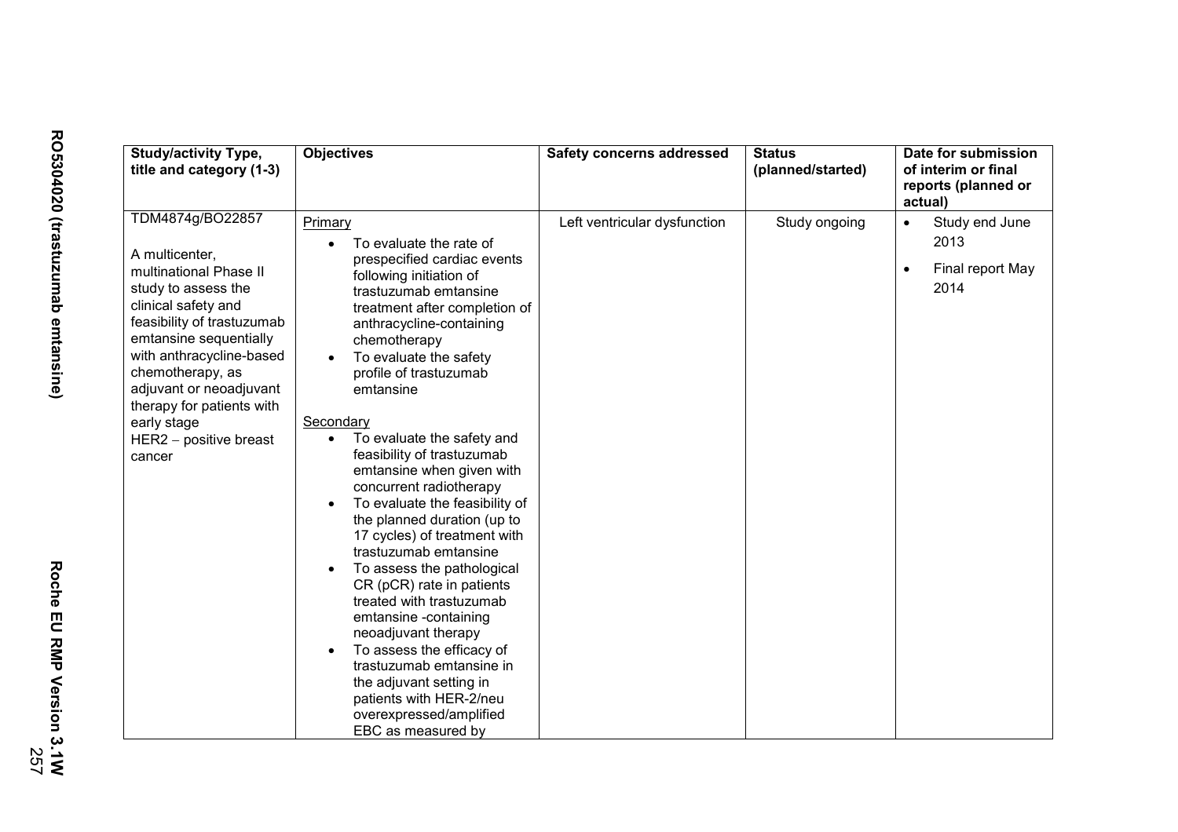| Study/activity Type, title and category (1-3) | Objectives | Safety concerns addressed | Status (planned/started) | Date for submission of interim or final reports (planned or actual) |
|---|---|---|---|---|
| TDM4874g/BO22857<br><br>A multicenter, multinational Phase II study to assess the clinical safety and feasibility of trastuzumab emtansine sequentially with anthracycline-based chemotherapy, as adjuvant or neoadjuvant therapy for patients with early stage HER2 – positive breast cancer | Primary<br>• To evaluate the rate of prespecified cardiac events following initiation of trastuzumab emtansine treatment after completion of anthracycline-containing chemotherapy<br>• To evaluate the safety profile of trastuzumab emtansine<br><br>Secondary<br>• To evaluate the safety and feasibility of trastuzumab emtansine when given with concurrent radiotherapy<br>• To evaluate the feasibility of the planned duration (up to 17 cycles) of treatment with trastuzumab emtansine<br>• To assess the pathological CR (pCR) rate in patients treated with trastuzumab emtansine -containing neoadjuvant therapy<br>• To assess the efficacy of trastuzumab emtansine in the adjuvant setting in patients with HER-2/neu overexpressed/amplified EBC as measured by | Left ventricular dysfunction | Study ongoing | • Study end June 2013<br>• Final report May 2014 |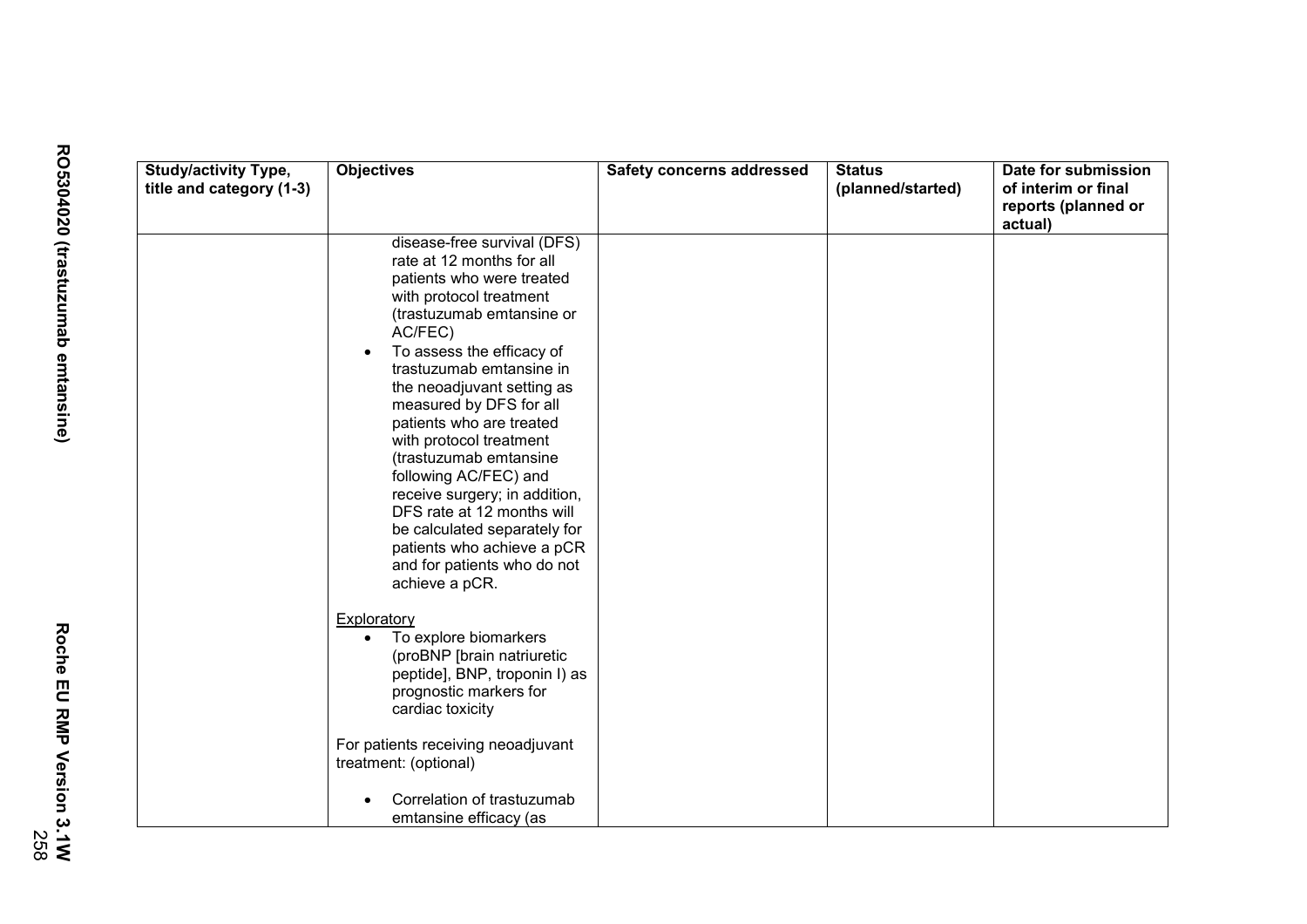| Study/activity Type, title and category (1-3) | Objectives | Safety concerns addressed | Status (planned/started) | Date for submission of interim or final reports (planned or actual) |
|---|---|---|---|---|
| | disease-free survival (DFS) rate at 12 months for all patients who were treated with protocol treatment (trastuzumab emtansine or AC/FEC)<br>• To assess the efficacy of trastuzumab emtansine in the neoadjuvant setting as measured by DFS for all patients who are treated with protocol treatment (trastuzumab emtansine following AC/FEC) and receive surgery; in addition, DFS rate at 12 months will be calculated separately for patients who achieve a pCR and for patients who do not achieve a pCR.<br><br>Exploratory<br>• To explore biomarkers (proBNP [brain natriuretic peptide], BNP, troponin I) as prognostic markers for cardiac toxicity<br><br>For patients receiving neoadjuvant treatment: (optional)<br><br>• Correlation of trastuzumab emtansine efficacy (as | | | |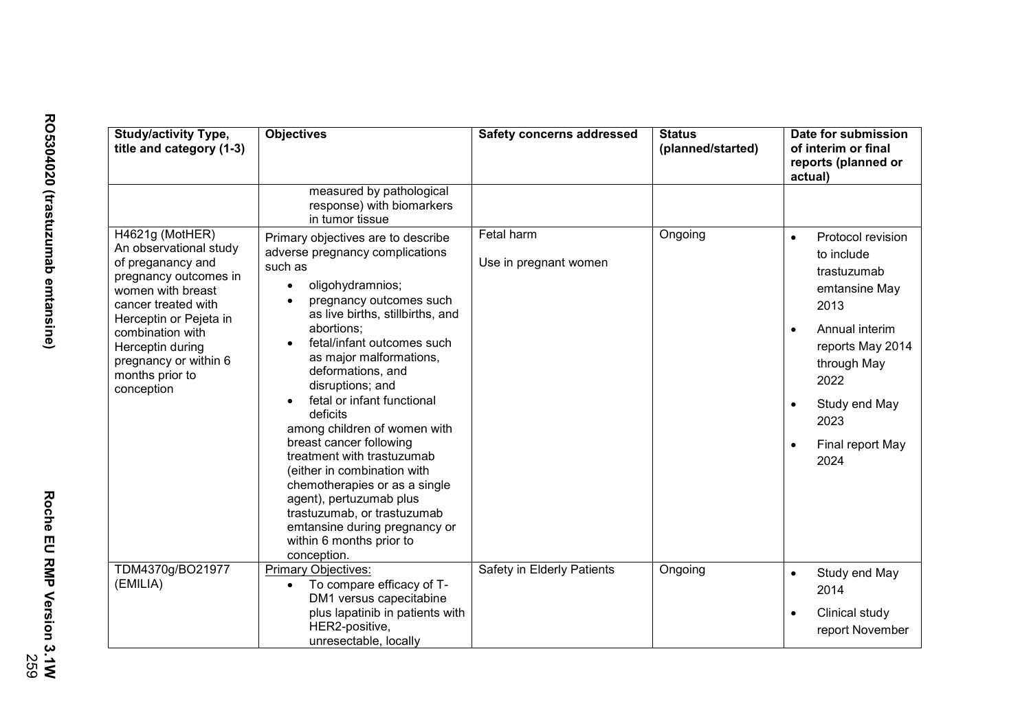| Study/activity Type, title and category (1-3) | Objectives | Safety concerns addressed | Status (planned/started) | Date for submission of interim or final reports (planned or actual) |
|---|---|---|---|---|
| | measured by pathological response) with biomarkers in tumor tissue | | | |
| H4621g (MotHER) An observational study of preganancy and pregnancy outcomes in women with breast cancer treated with Herceptin or Pejeta in combination with Herceptin during pregnancy or within 6 months prior to conception | Primary objectives are to describe adverse pregnancy complications such as<br>• oligohydramnios;<br>• pregnancy outcomes such as live births, stillbirths, and abortions;<br>• fetal/infant outcomes such as major malformations, deformations, and disruptions; and<br>• fetal or infant functional deficits<br>among children of women with breast cancer following treatment with trastuzumab (either in combination with chemotherapies or as a single agent), pertuzumab plus trastuzumab, or trastuzumab emtansine during pregnancy or within 6 months prior to conception. | Fetal harm<br><br>Use in pregnant women | Ongoing | • Protocol revision to include trastuzumab emtansine May 2013<br>• Annual interim reports May 2014 through May 2022<br>• Study end May 2023<br>• Final report May 2024 |
| TDM4370g/BO21977 (EMILIA) | Primary Objectives:<br>• To compare efficacy of T-DM1 versus capecitabine plus lapatinib in patients with HER2-positive, unresectable, locally | Safety in Elderly Patients | Ongoing | • Study end May 2014<br>• Clinical study report November |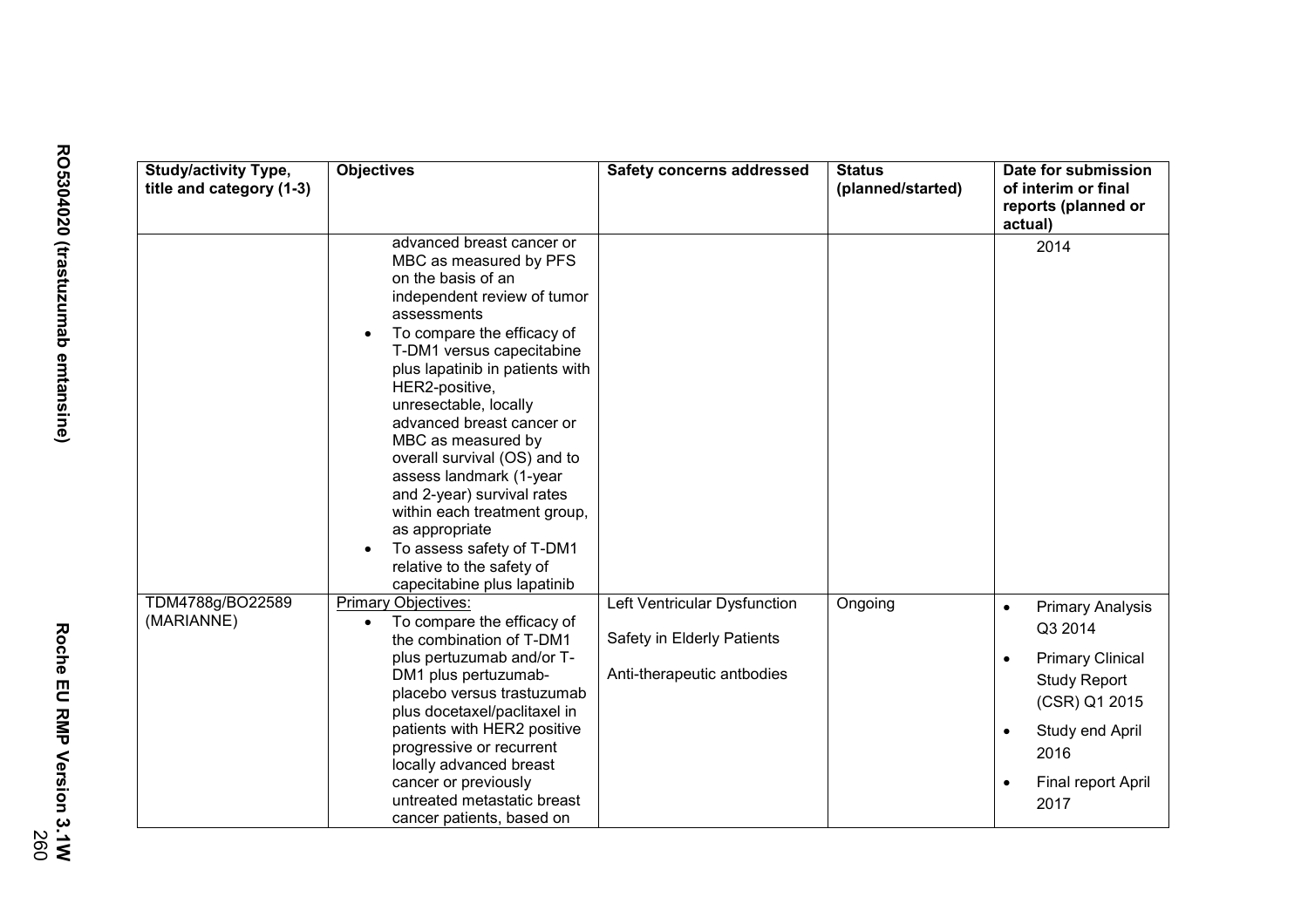| Study/activity Type, title and category (1-3) | Objectives | Safety concerns addressed | Status (planned/started) | Date for submission of interim or final reports (planned or actual) |
|---|---|---|---|---|
| | advanced breast cancer or MBC as measured by PFS on the basis of an independent review of tumor assessments<br>• To compare the efficacy of T-DM1 versus capecitabine plus lapatinib in patients with HER2-positive, unresectable, locally advanced breast cancer or MBC as measured by overall survival (OS) and to assess landmark (1-year and 2-year) survival rates within each treatment group, as appropriate<br>• To assess safety of T-DM1 relative to the safety of capecitabine plus lapatinib | | | 2014 |
| TDM4788g/BO22589 (MARIANNE) | Primary Objectives:<br>• To compare the efficacy of the combination of T-DM1 plus pertuzumab and/or T-DM1 plus pertuzumab-placebo versus trastuzumab plus docetaxel/paclitaxel in patients with HER2 positive progressive or recurrent locally advanced breast cancer or previously untreated metastatic breast cancer patients, based on | Left Ventricular Dysfunction<br><br>Safety in Elderly Patients<br><br>Anti-therapeutic antbodies | Ongoing | • Primary Analysis Q3 2014<br>• Primary Clinical Study Report (CSR) Q1 2015<br>• Study end April 2016<br>• Final report April 2017 |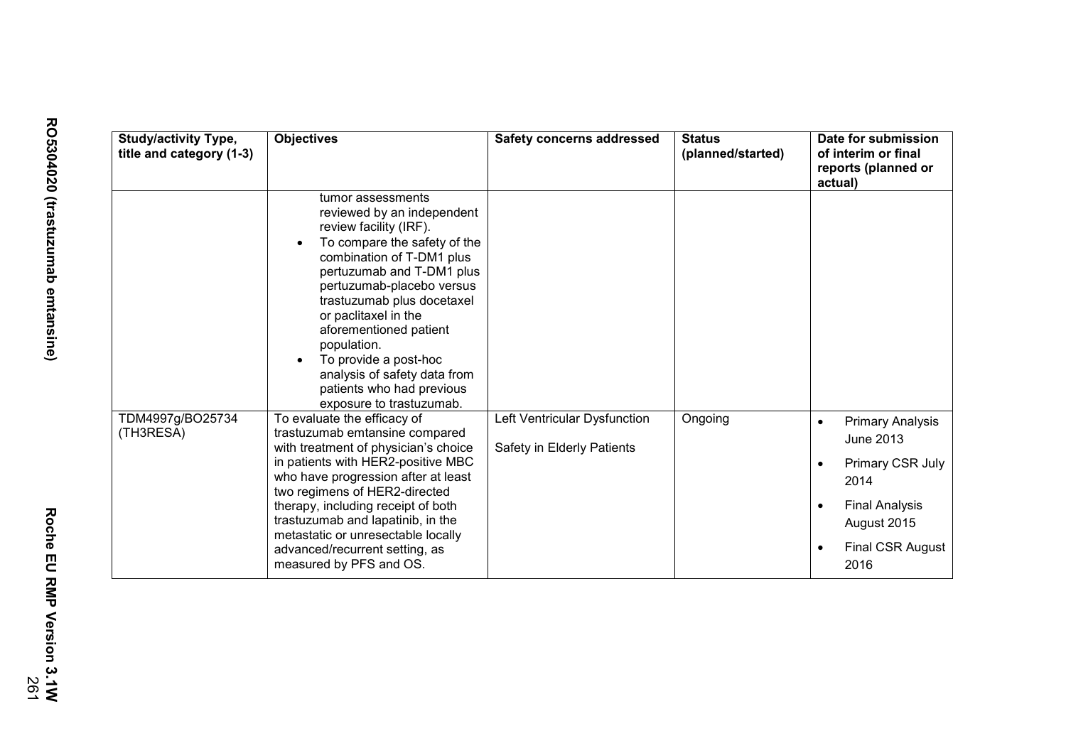| Study/activity Type, title and category (1-3) | Objectives | Safety concerns addressed | Status (planned/started) | Date for submission of interim or final reports (planned or actual) |
|---|---|---|---|---|
| | tumor assessments reviewed by an independent review facility (IRF).<br>• To compare the safety of the combination of T-DM1 plus pertuzumab and T-DM1 plus pertuzumab-placebo versus trastuzumab plus docetaxel or paclitaxel in the aforementioned patient population.<br>• To provide a post-hoc analysis of safety data from patients who had previous exposure to trastuzumab. | | | |
| TDM4997g/BO25734 (TH3RESA) | To evaluate the efficacy of trastuzumab emtansine compared with treatment of physician's choice in patients with HER2-positive MBC who have progression after at least two regimens of HER2-directed therapy, including receipt of both trastuzumab and lapatinib, in the metastatic or unresectable locally advanced/recurrent setting, as measured by PFS and OS. | Left Ventricular Dysfunction<br><br>Safety in Elderly Patients | Ongoing | • Primary Analysis June 2013<br>• Primary CSR July 2014<br>• Final Analysis August 2015<br>• Final CSR August 2016 |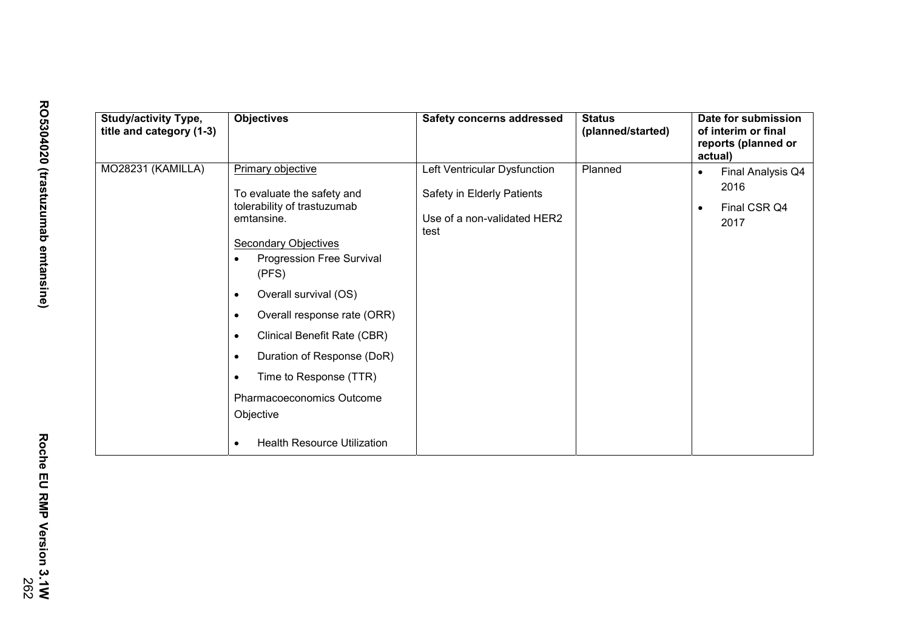| Study/activity Type, title and category (1-3) | Objectives | Safety concerns addressed | Status (planned/started) | Date for submission of interim or final reports (planned or actual) |
|---|---|---|---|---|
| MO28231 (KAMILLA) | Primary objective<br><br>To evaluate the safety and tolerability of trastuzumab emtansine.<br><br>Secondary Objectives<br>• Progression Free Survival (PFS)<br>• Overall survival (OS)<br>• Overall response rate (ORR)<br>• Clinical Benefit Rate (CBR)<br>• Duration of Response (DoR)<br>• Time to Response (TTR)<br><br>Pharmacoeconomics Outcome Objective<br>• Health Resource Utilization | Left Ventricular Dysfunction<br><br>Safety in Elderly Patients<br><br>Use of a non-validated HER2 test | Planned | • Final Analysis Q4 2016<br>• Final CSR Q4 2017 |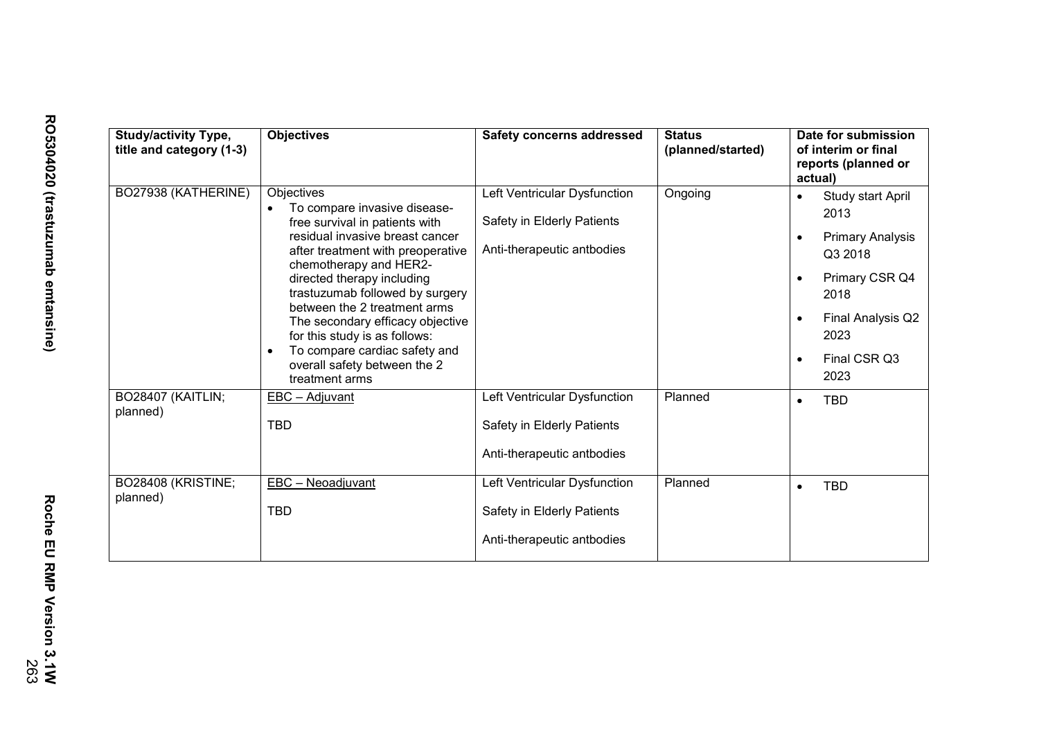| Study/activity Type, title and category (1-3) | Objectives | Safety concerns addressed | Status (planned/started) | Date for submission of interim or final reports (planned or actual) |
|---|---|---|---|---|
| BO27938 (KATHERINE) | Objectives<br>• To compare invasive disease-free survival in patients with residual invasive breast cancer after treatment with preoperative chemotherapy and HER2-directed therapy including trastuzumab followed by surgery between the 2 treatment arms<br>The secondary efficacy objective for this study is as follows:<br>• To compare cardiac safety and overall safety between the 2 treatment arms | Left Ventricular Dysfunction<br><br>Safety in Elderly Patients<br><br>Anti-therapeutic antbodies | Ongoing | • Study start April 2013<br>• Primary Analysis Q3 2018<br>• Primary CSR Q4 2018<br>• Final Analysis Q2 2023<br>• Final CSR Q3 2023 |
| BO28407 (KAITLIN; planned) | EBC – Adjuvant<br><br>TBD | Left Ventricular Dysfunction<br><br>Safety in Elderly Patients<br><br>Anti-therapeutic antibodies | Planned | • TBD |
| BO28408 (KRISTINE; planned) | EBC – Neoadjuvant<br><br>TBD | Left Ventricular Dysfunction<br><br>Safety in Elderly Patients<br><br>Anti-therapeutic antbodies | Planned | • TBD |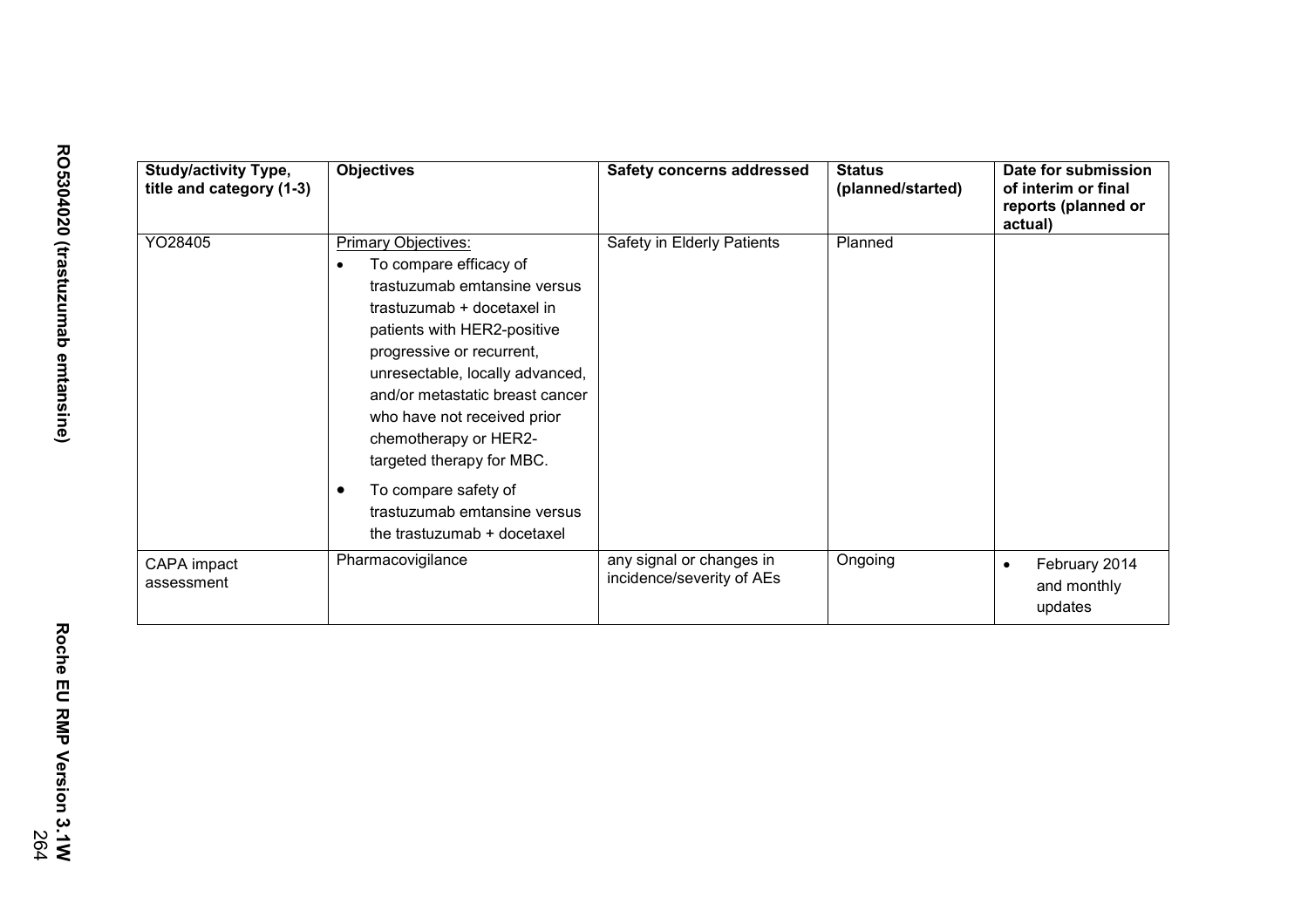| Study/activity Type, title and category (1-3) | Objectives | Safety concerns addressed | Status (planned/started) | Date for submission of interim or final reports (planned or actual) |
|---|---|---|---|---|
| YO28405 | Primary Objectives:<br>• To compare efficacy of trastuzumab emtansine versus trastuzumab + docetaxel in patients with HER2-positive progressive or recurrent, unresectable, locally advanced, and/or metastatic breast cancer who have not received prior chemotherapy or HER2-targeted therapy for MBC.<br>• To compare safety of trastuzumab emtansine versus the trastuzumab + docetaxel | Safety in Elderly Patients | Planned | |
| CAPA impact assessment | Pharmacovigilance | any signal or changes in incidence/severity of AEs | Ongoing | • February 2014 and monthly updates |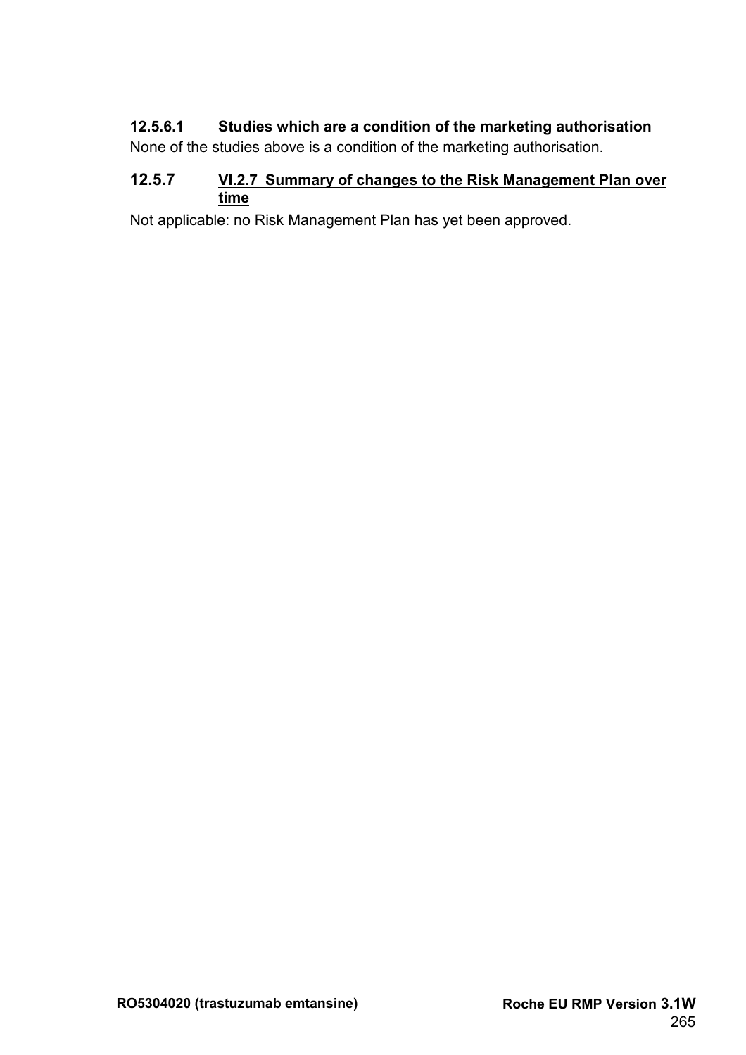#### 12.5.6.1 Studies which are a condition of the marketing authorisation

None of the studies above is a condition of the marketing authorisation.

### 12.5.7 VI.2.7 Summary of changes to the Risk Management Plan over time

Not applicable: no Risk Management Plan has yet been approved.